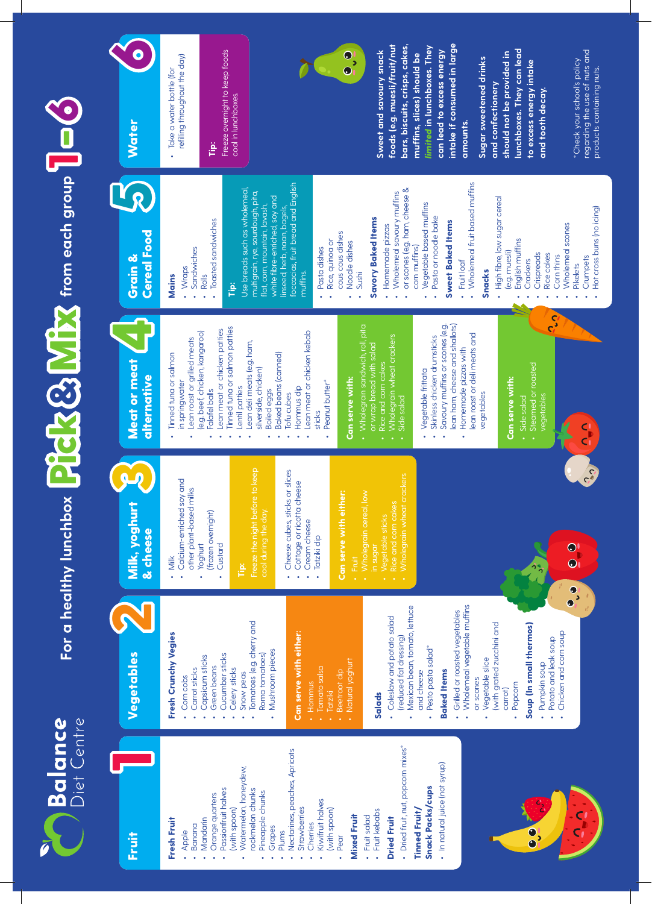# Balance Diet Centre

# For a healthy lunchbox Pick & Mix from each group 1-6

## 1 Fruit

**Fresh Fruit**
- Apple
- Banana
- Mandarin
- Orange quarters
- Passionfruit halves (with spoon)
- Watermelon, honeydew, rockmelon chunks
- Pineapple chunks
- Grapes
- Plums
- Nectarines, peaches, Apricots
- Strawberries
- Cherries
- Kiwifruit halves (with spoon)
- Pear

**Mixed Fruit**
- Fruit salad
- Fruit kebabs

**Dried Fruit**
- Dried fruit, nut, popcorn mixes*

**Tinned Fruit/ Snack Packs/cups**
- In natural juice (not syrup)

## 2 Vegetables

**Fresh Crunchy Vegies**
- Corn cobs
- Carrot sticks
- Capsicum sticks
- Green beans
- Cucumber sticks
- Celery sticks
- Snow peas
- Tomatoes (eg. cherry and Roma tomatoes)
- Mushroom pieces

**Can serve with either:**
- Hommus
- Tomato salsa
- Tatziki
- Beetroot dip
- Natural yoghurt

**Salads**
- Coleslaw and potato salad (reduced fat dressing)
- Mexican bean, tomato, lettuce and cheese
- Pesto pasta salad*

**Baked Items**
- Grilled or roasted vegetables
- Wholemeal vegetable muffins or scones
- Vegetable slice (with grated zucchini and carrot)
- Popcorn

**Soup (In small thermos)**
- Pumpkin soup
- Potato and leek soup
- Chicken and corn soup

## 3 Milk, yoghurt & cheese

- Milk
- Calcium-enriched soy and other plant-based milks
- Yoghurt (frozen overnight)
- Custard

**Tip:** Freeze the night before to keep cool during the day.

- Cheese cubes, sticks or slices
- Cottage or ricotta cheese
- Cream cheese
- Tatziki dip

**Can serve with either:**
- Fruit
- Wholegrain cereal, low in sugar
- Vegetable sticks
- Rice and corn cakes
- Wholegrain wheat crackers

## 4 Meat or meat alternative

- Tinned tuna or salmon in springwater
- Lean roast or grilled meats (e.g. beef, chicken, kangaroo)
- Falafel balls
- Lean meat or chicken patties
- Tinned tuna or salmon patties
- Lentil patties
- Lean deli meats (e.g. ham, silverside, chicken)
- Boiled eggs
- Baked beans (canned)
- Tofu cubes
- Hommus dip
- Lean meat or chicken kebab sticks
- Peanut butter*

**Can serve with:**
- Wholegrain sandwich, roll, pita or wrap bread with salad
- Rice and corn cakes
- Wholegrain wheat crackers
- Side salad

- Vegetable frittata
- Skinless chicken drumsticks
- Savoury muffins or scones (e.g. lean ham, cheese and shallots)
- Homemade pizzas with lean roast or deli meats and vegetables

**Can serve with:**
- Side salad
- Steamed or roasted vegetables

## 5 Grain & Cereal Food

**Mains**
- Wraps
- Sandwiches
- Rolls
- Toasted sandwiches

**Tip:** Use breads such as wholemeal, multigrain, rye, sourdough, pita, flat, corn, mountain, lavash, white fibre-enriched, soy and linseed, herb, naan, bagels, foccacias, fruit bread and English muffins.

- Pasta dishes
- Rice, quinoa or cous cous dishes
- Noodle dishes
- Sushi

**Savory Baked Items**
- Homemade pizzas
- Wholemeal savoury muffins or scones (eg. ham, cheese & corn muffins)
- Vegetable based muffins
- Pasta or noodle bake

**Sweet Baked Items**
- Fruit loaf
- Wholemeal fruit based muffins

**Snacks**
- High fibre, low sugar cereal (e.g. muesli)
- English muffins
- Crackers
- Crispreads
- Rice cakes
- Corn thins
- Wholemeal scones
- Pikelets
- Crumpets
- Hot cross buns (no icing)

## 6 Water

- Take a water bottle (for refilling throughout the day)

**Tip:** Freeze overnight to keep foods cool in lunchboxes.

**Sweet and savoury snack foods (e.g. muesli/fruit/nut bars, biscuits, crisps, cakes, muffins, slices) should be *limited* in lunchboxes. They can lead to excess energy intake if consumed in large amounts.**

**Sugar sweetened drinks and confectionery should not be provided in lunchboxes. They can lead to excess energy intake and tooth decay.**

*Check your school's policy regarding the use of nuts and products containing nuts.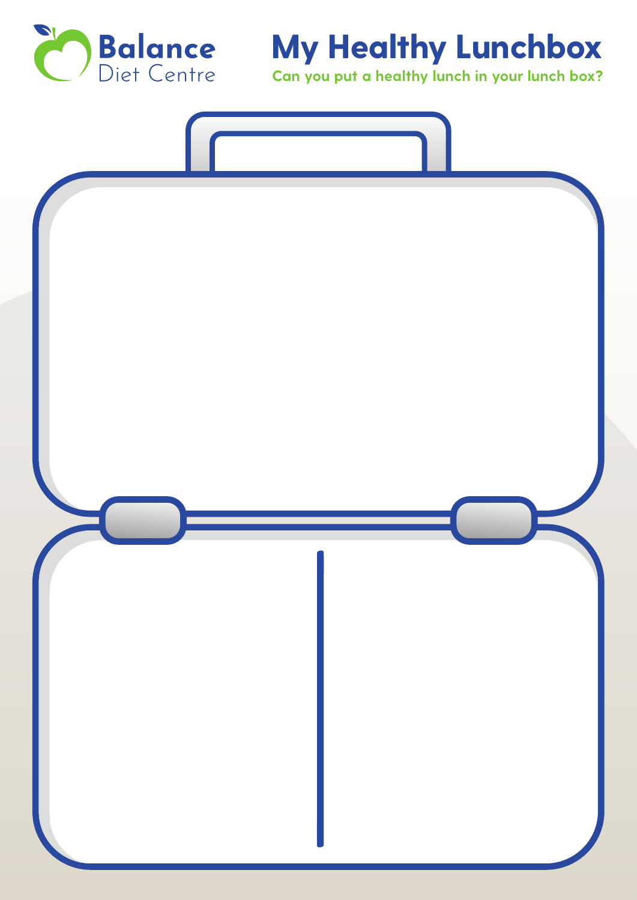Balance Diet Centre

# My Healthy Lunchbox

**Can you put a healthy lunch in your lunch box?**